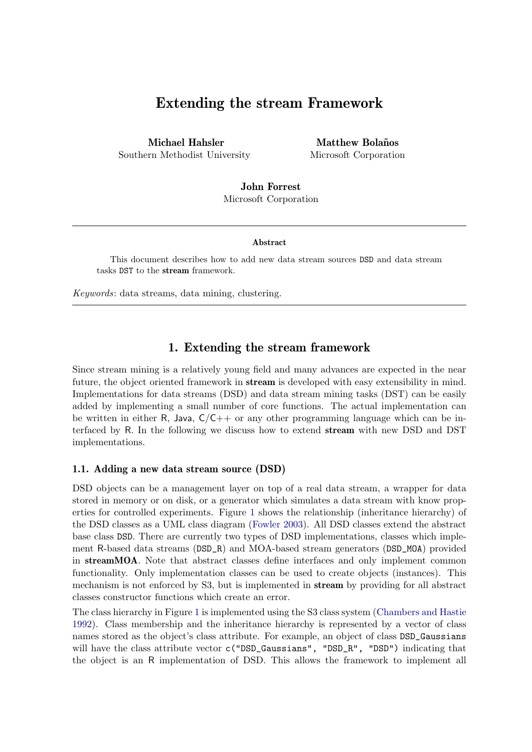# Extending the stream Framework

**Michael Hahsler**
Southern Methodist University

**Matthew Bolaños**
Microsoft Corporation

**John Forrest**
Microsoft Corporation

---

**Abstract**

This document describes how to add new data stream sources `DSD` and data stream tasks `DST` to the **stream** framework.

*Keywords*: data streams, data mining, clustering.

---

## 1. Extending the stream framework

Since stream mining is a relatively young field and many advances are expected in the near future, the object oriented framework in **stream** is developed with easy extensibility in mind. Implementations for data streams (DSD) and data stream mining tasks (DST) can be easily added by implementing a small number of core functions. The actual implementation can be written in either R, Java, C/C++ or any other programming language which can be interfaced by R. In the following we discuss how to extend **stream** with new DSD and DST implementations.

### 1.1. Adding a new data stream source (DSD)

DSD objects can be a management layer on top of a real data stream, a wrapper for data stored in memory or on disk, or a generator which simulates a data stream with know properties for controlled experiments. Figure 1 shows the relationship (inheritance hierarchy) of the DSD classes as a UML class diagram (Fowler 2003). All DSD classes extend the abstract base class `DSD`. There are currently two types of DSD implementations, classes which implement R-based data streams (`DSD_R`) and MOA-based stream generators (`DSD_MOA`) provided in **streamMOA**. Note that abstract classes define interfaces and only implement common functionality. Only implementation classes can be used to create objects (instances). This mechanism is not enforced by S3, but is implemented in **stream** by providing for all abstract classes constructor functions which create an error.

The class hierarchy in Figure 1 is implemented using the S3 class system (Chambers and Hastie 1992). Class membership and the inheritance hierarchy is represented by a vector of class names stored as the object's class attribute. For example, an object of class `DSD_Gaussians` will have the class attribute vector `c("DSD_Gaussians", "DSD_R", "DSD")` indicating that the object is an R implementation of DSD. This allows the framework to implement all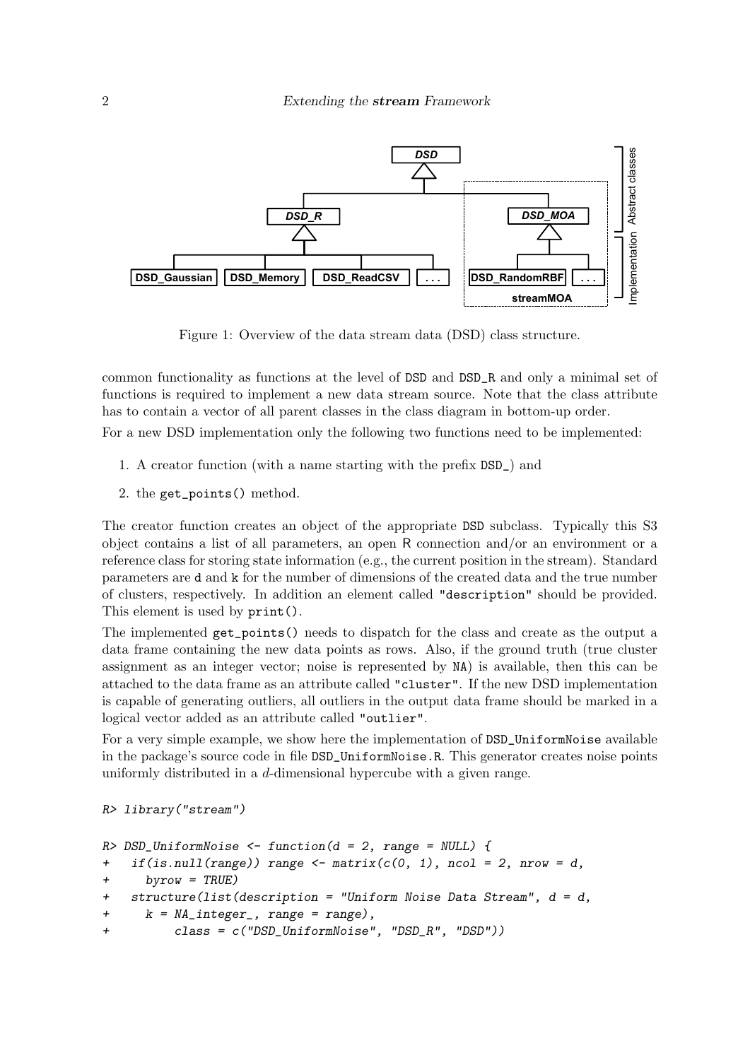Figure 1: Overview of the data stream data (DSD) class structure.

common functionality as functions at the level of DSD and DSD_R and only a minimal set of functions is required to implement a new data stream source. Note that the class attribute has to contain a vector of all parent classes in the class diagram in bottom-up order.

For a new DSD implementation only the following two functions need to be implemented:

1. A creator function (with a name starting with the prefix `DSD_`) and
2. the `get_points()` method.

The creator function creates an object of the appropriate DSD subclass. Typically this S3 object contains a list of all parameters, an open R connection and/or an environment or a reference class for storing state information (e.g., the current position in the stream). Standard parameters are `d` and `k` for the number of dimensions of the created data and the true number of clusters, respectively. In addition an element called `"description"` should be provided. This element is used by `print()`.

The implemented `get_points()` needs to dispatch for the class and create as the output a data frame containing the new data points as rows. Also, if the ground truth (true cluster assignment as an integer vector; noise is represented by `NA`) is available, then this can be attached to the data frame as an attribute called `"cluster"`. If the new DSD implementation is capable of generating outliers, all outliers in the output data frame should be marked in a logical vector added as an attribute called `"outlier"`.

For a very simple example, we show here the implementation of `DSD_UniformNoise` available in the package's source code in file `DSD_UniformNoise.R`. This generator creates noise points uniformly distributed in a $d$-dimensional hypercube with a given range.

```
R> library("stream")

R> DSD_UniformNoise <- function(d = 2, range = NULL) {
+   if(is.null(range)) range <- matrix(c(0, 1), ncol = 2, nrow = d,
+     byrow = TRUE)
+   structure(list(description = "Uniform Noise Data Stream", d = d,
+     k = NA_integer_, range = range),
+         class = c("DSD_UniformNoise", "DSD_R", "DSD"))
```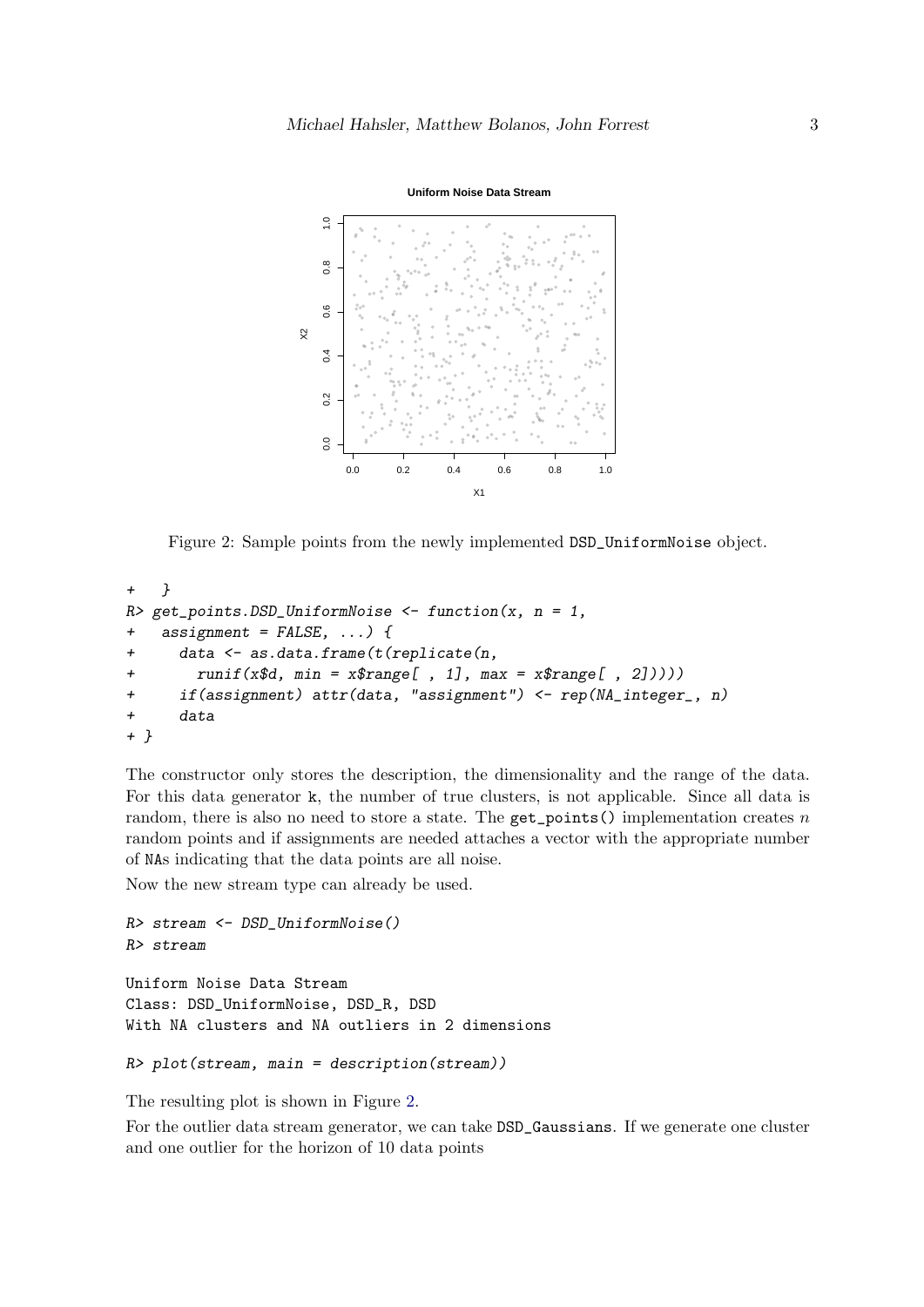Figure 2: Sample points from the newly implemented DSD_UniformNoise object.

```
+   }
R> get_points.DSD_UniformNoise <- function(x, n = 1,
+   assignment = FALSE, ...) {
+     data <- as.data.frame(t(replicate(n,
+       runif(x$d, min = x$range[ , 1], max = x$range[ , 2]))))
+     if(assignment) attr(data, "assignment") <- rep(NA_integer_, n)
+     data
+ }
```

The constructor only stores the description, the dimensionality and the range of the data. For this data generator k, the number of true clusters, is not applicable. Since all data is random, there is also no need to store a state. The get_points() implementation creates $n$ random points and if assignments are needed attaches a vector with the appropriate number of NAs indicating that the data points are all noise.

Now the new stream type can already be used.

```
R> stream <- DSD_UniformNoise()
R> stream

Uniform Noise Data Stream
Class: DSD_UniformNoise, DSD_R, DSD
With NA clusters and NA outliers in 2 dimensions

R> plot(stream, main = description(stream))
```

The resulting plot is shown in Figure 2.

For the outlier data stream generator, we can take DSD_Gaussians. If we generate one cluster and one outlier for the horizon of 10 data points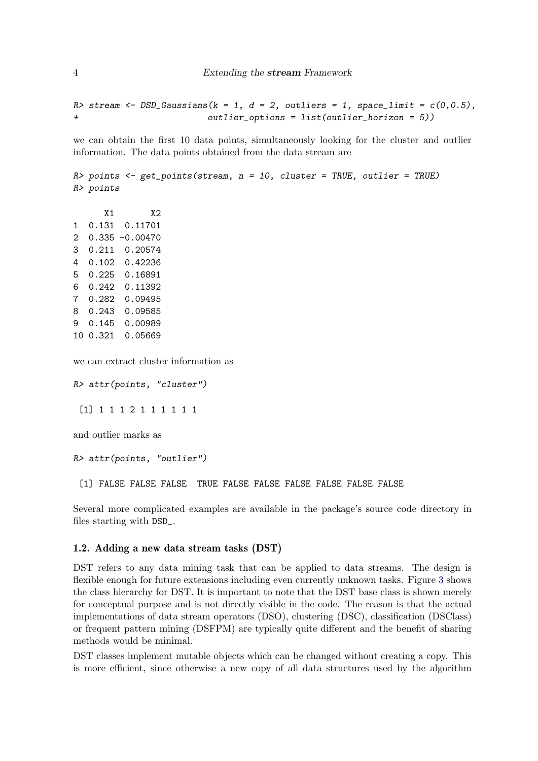```
R> stream <- DSD_Gaussians(k = 1, d = 2, outliers = 1, space_limit = c(0,0.5),
+                         outlier_options = list(outlier_horizon = 5))
```

we can obtain the first 10 data points, simultaneously looking for the cluster and outlier information. The data points obtained from the data stream are

```
R> points <- get_points(stream, n = 10, cluster = TRUE, outlier = TRUE)
R> points

      X1       X2
1  0.131  0.11701
2  0.335 -0.00470
3  0.211  0.20574
4  0.102  0.42236
5  0.225  0.16891
6  0.242  0.11392
7  0.282  0.09495
8  0.243  0.09585
9  0.145  0.00989
10 0.321  0.05669
```

we can extract cluster information as

```
R> attr(points, "cluster")

 [1] 1 1 1 2 1 1 1 1 1 1
```

and outlier marks as

```
R> attr(points, "outlier")

 [1] FALSE FALSE FALSE  TRUE FALSE FALSE FALSE FALSE FALSE FALSE
```

Several more complicated examples are available in the package's source code directory in files starting with DSD_.

### 1.2. Adding a new data stream tasks (DST)

DST refers to any data mining task that can be applied to data streams. The design is flexible enough for future extensions including even currently unknown tasks. Figure 3 shows the class hierarchy for DST. It is important to note that the DST base class is shown merely for conceptual purpose and is not directly visible in the code. The reason is that the actual implementations of data stream operators (DSO), clustering (DSC), classification (DSClass) or frequent pattern mining (DSFPM) are typically quite different and the benefit of sharing methods would be minimal.

DST classes implement mutable objects which can be changed without creating a copy. This is more efficient, since otherwise a new copy of all data structures used by the algorithm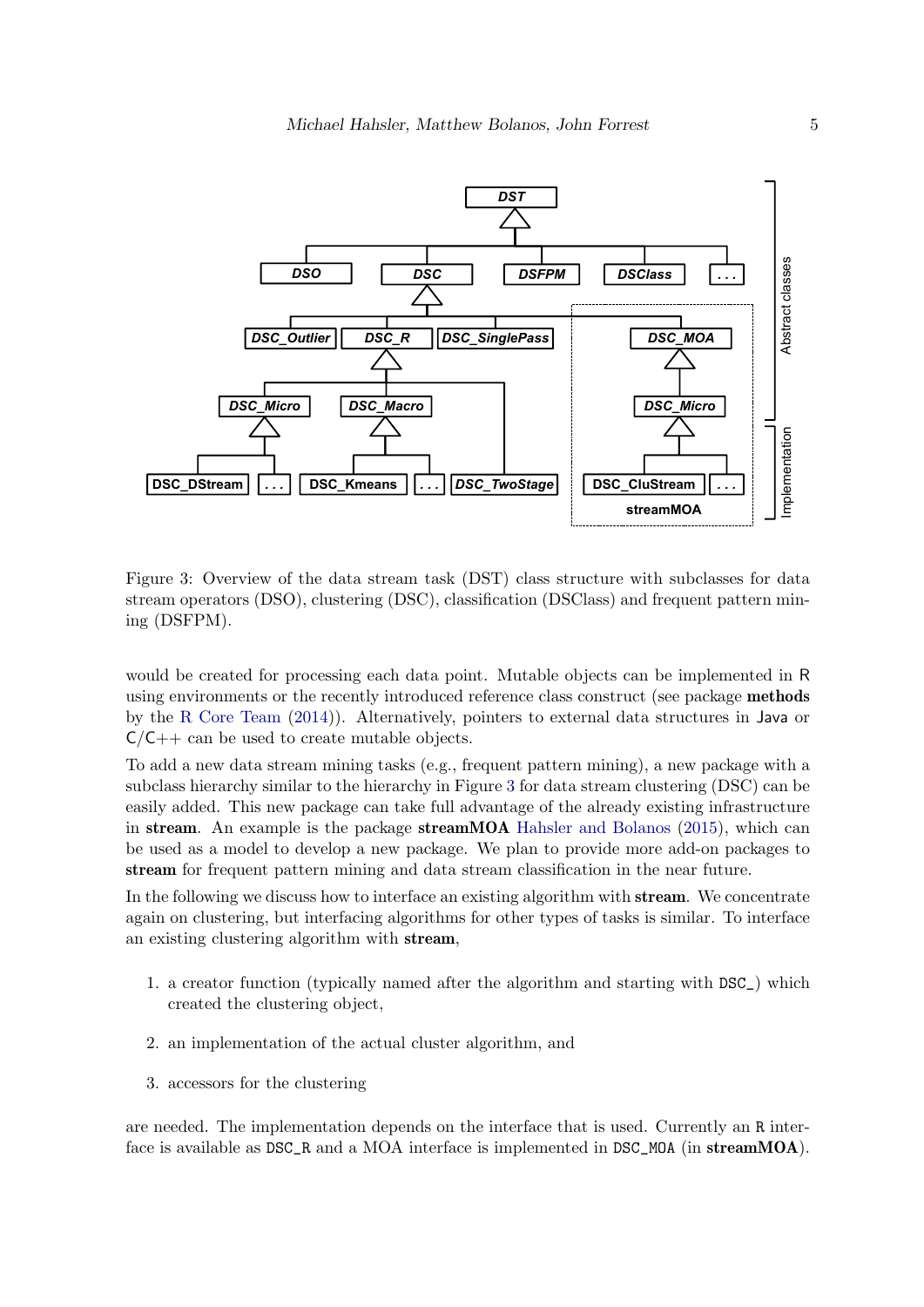Figure 3: Overview of the data stream task (DST) class structure with subclasses for data stream operators (DSO), clustering (DSC), classification (DSClass) and frequent pattern mining (DSFPM).

would be created for processing each data point. Mutable objects can be implemented in R using environments or the recently introduced reference class construct (see package **methods** by the R Core Team (2014)). Alternatively, pointers to external data structures in Java or C/C++ can be used to create mutable objects.

To add a new data stream mining tasks (e.g., frequent pattern mining), a new package with a subclass hierarchy similar to the hierarchy in Figure 3 for data stream clustering (DSC) can be easily added. This new package can take full advantage of the already existing infrastructure in **stream**. An example is the package **streamMOA** Hahsler and Bolanos (2015), which can be used as a model to develop a new package. We plan to provide more add-on packages to **stream** for frequent pattern mining and data stream classification in the near future.

In the following we discuss how to interface an existing algorithm with **stream**. We concentrate again on clustering, but interfacing algorithms for other types of tasks is similar. To interface an existing clustering algorithm with **stream**,

1. a creator function (typically named after the algorithm and starting with `DSC_`) which created the clustering object,
2. an implementation of the actual cluster algorithm, and
3. accessors for the clustering

are needed. The implementation depends on the interface that is used. Currently an `R` interface is available as `DSC_R` and a MOA interface is implemented in `DSC_MOA` (in **streamMOA**).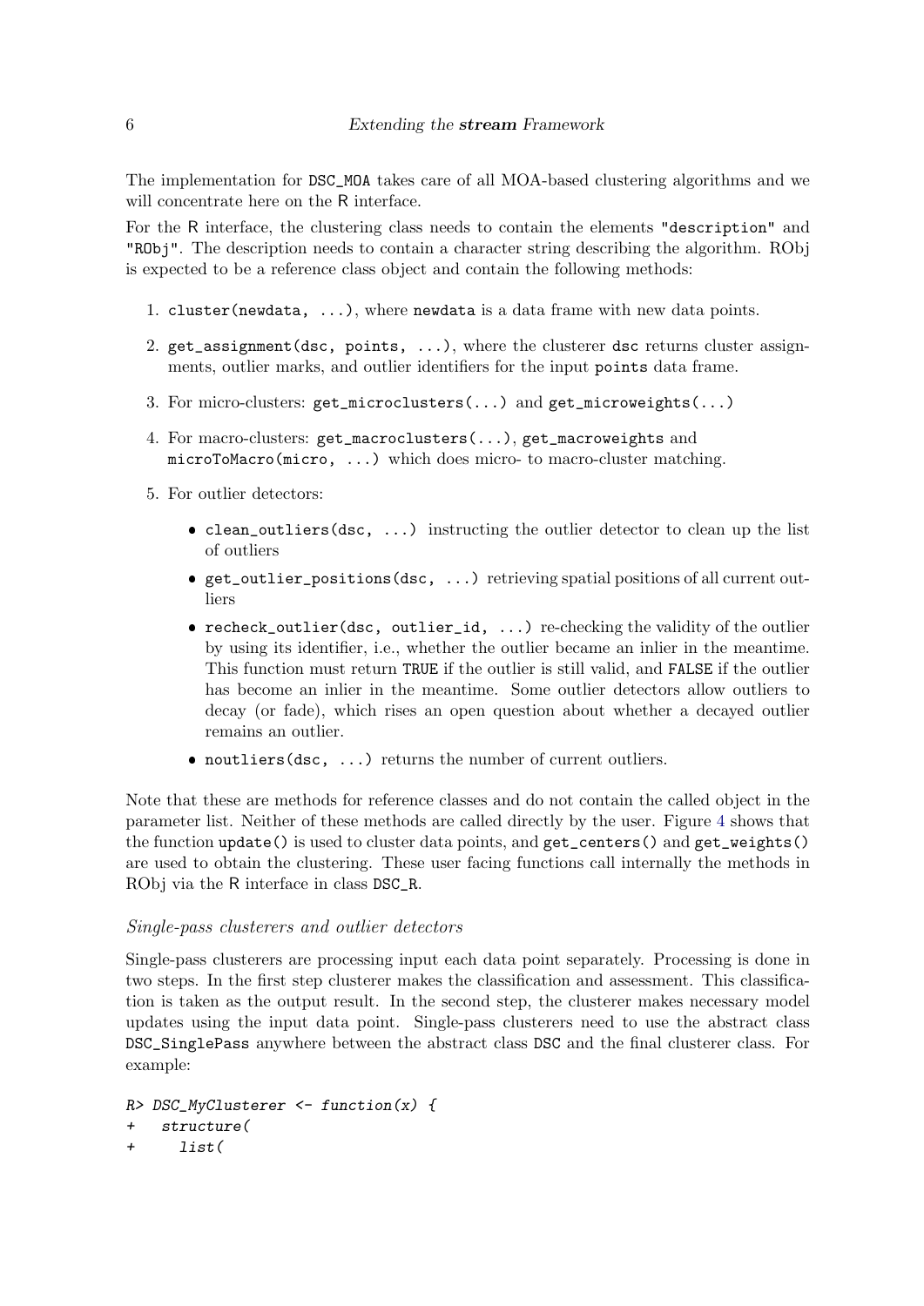The implementation for `DSC_MOA` takes care of all MOA-based clustering algorithms and we will concentrate here on the R interface.

For the R interface, the clustering class needs to contain the elements `"description"` and `"RObj"`. The description needs to contain a character string describing the algorithm. RObj is expected to be a reference class object and contain the following methods:

1. `cluster(newdata, ...)`, where `newdata` is a data frame with new data points.
2. `get_assignment(dsc, points, ...)`, where the clusterer `dsc` returns cluster assignments, outlier marks, and outlier identifiers for the input `points` data frame.
3. For micro-clusters: `get_microclusters(...)` and `get_microweights(...)`
4. For macro-clusters: `get_macroclusters(...)`, `get_macroweights` and `microToMacro(micro, ...)` which does micro- to macro-cluster matching.
5. For outlier detectors:
   - `clean_outliers(dsc, ...)` instructing the outlier detector to clean up the list of outliers
   - `get_outlier_positions(dsc, ...)` retrieving spatial positions of all current outliers
   - `recheck_outlier(dsc, outlier_id, ...)` re-checking the validity of the outlier by using its identifier, i.e., whether the outlier became an inlier in the meantime. This function must return `TRUE` if the outlier is still valid, and `FALSE` if the outlier has become an inlier in the meantime. Some outlier detectors allow outliers to decay (or fade), which rises an open question about whether a decayed outlier remains an outlier.
   - `noutliers(dsc, ...)` returns the number of current outliers.

Note that these are methods for reference classes and do not contain the called object in the parameter list. Neither of these methods are called directly by the user. Figure 4 shows that the function `update()` is used to cluster data points, and `get_centers()` and `get_weights()` are used to obtain the clustering. These user facing functions call internally the methods in RObj via the R interface in class `DSC_R`.

### *Single-pass clusterers and outlier detectors*

Single-pass clusterers are processing input each data point separately. Processing is done in two steps. In the first step clusterer makes the classification and assessment. This classification is taken as the output result. In the second step, the clusterer makes necessary model updates using the input data point. Single-pass clusterers need to use the abstract class `DSC_SinglePass` anywhere between the abstract class `DSC` and the final clusterer class. For example:

```
R> DSC_MyClusterer <- function(x) {
+   structure(
+     list(
```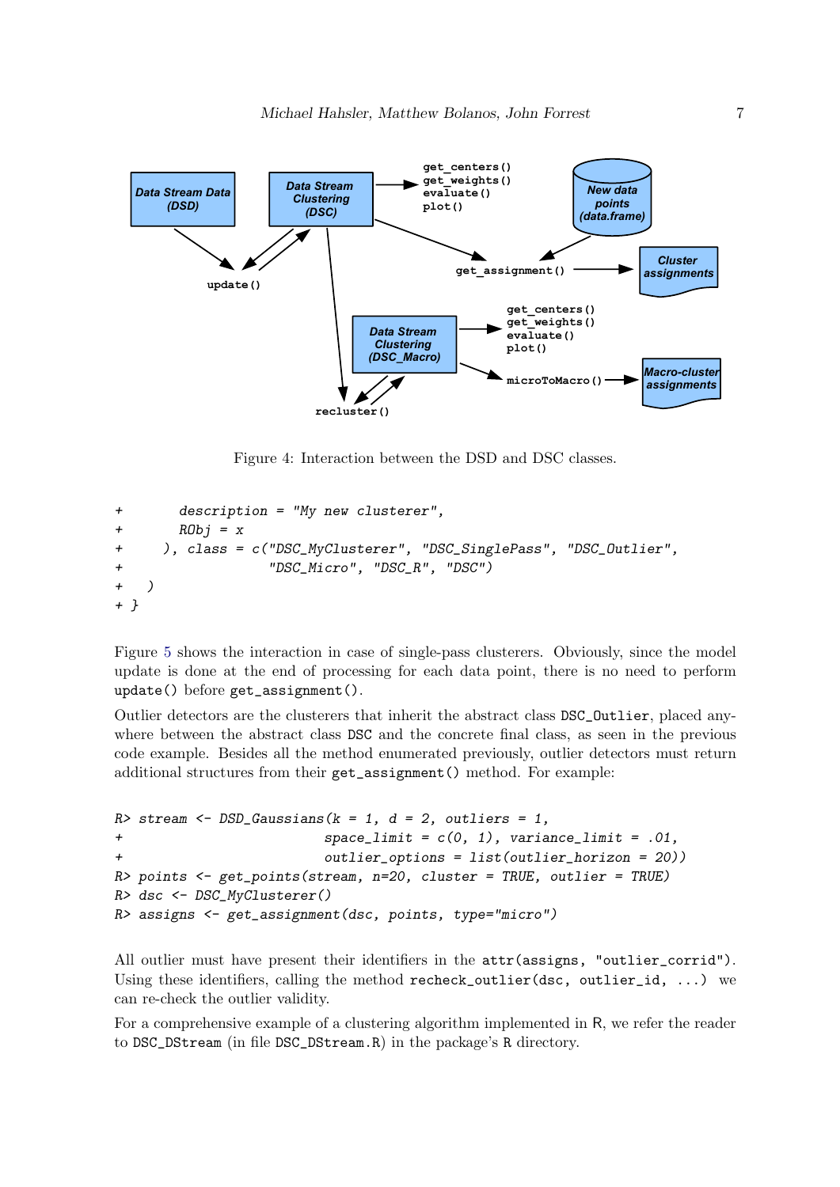Figure 4: Interaction between the DSD and DSC classes.

```
+       description = "My new clusterer",
+       RObj = x
+     ), class = c("DSC_MyClusterer", "DSC_SinglePass", "DSC_Outlier",
+                  "DSC_Micro", "DSC_R", "DSC")
+   )
+ }
```

Figure 5 shows the interaction in case of single-pass clusterers. Obviously, since the model update is done at the end of processing for each data point, there is no need to perform `update()` before `get_assignment()`.

Outlier detectors are the clusterers that inherit the abstract class `DSC_Outlier`, placed anywhere between the abstract class `DSC` and the concrete final class, as seen in the previous code example. Besides all the method enumerated previously, outlier detectors must return additional structures from their `get_assignment()` method. For example:

```
R> stream <- DSD_Gaussians(k = 1, d = 2, outliers = 1,
+                          space_limit = c(0, 1), variance_limit = .01,
+                          outlier_options = list(outlier_horizon = 20))
R> points <- get_points(stream, n=20, cluster = TRUE, outlier = TRUE)
R> dsc <- DSC_MyClusterer()
R> assigns <- get_assignment(dsc, points, type="micro")
```

All outlier must have present their identifiers in the `attr(assigns, "outlier_corrid")`. Using these identifiers, calling the method `recheck_outlier(dsc, outlier_id, ...)` we can re-check the outlier validity.

For a comprehensive example of a clustering algorithm implemented in R, we refer the reader to `DSC_DStream` (in file `DSC_DStream.R`) in the package's `R` directory.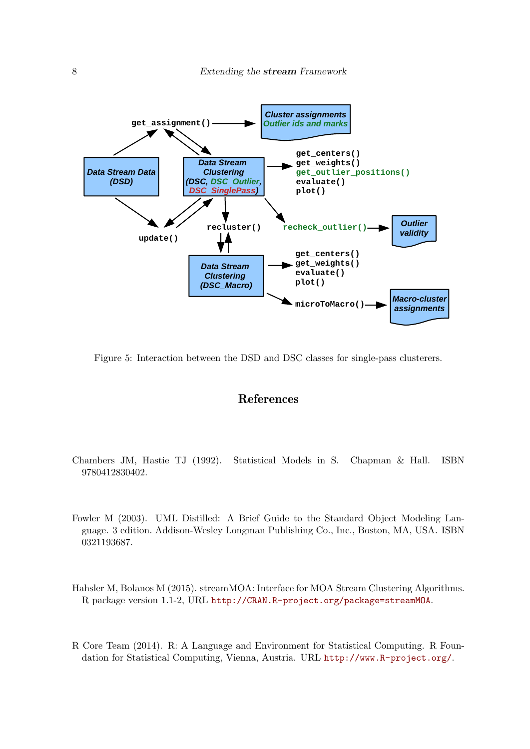Figure 5: Interaction between the DSD and DSC classes for single-pass clusterers.

## References

Chambers JM, Hastie TJ (1992). Statistical Models in S. Chapman & Hall. ISBN 9780412830402.

Fowler M (2003). UML Distilled: A Brief Guide to the Standard Object Modeling Language. 3 edition. Addison-Wesley Longman Publishing Co., Inc., Boston, MA, USA. ISBN 0321193687.

Hahsler M, Bolanos M (2015). streamMOA: Interface for MOA Stream Clustering Algorithms. R package version 1.1-2, URL http://CRAN.R-project.org/package=streamMOA.

R Core Team (2014). R: A Language and Environment for Statistical Computing. R Foundation for Statistical Computing, Vienna, Austria. URL http://www.R-project.org/.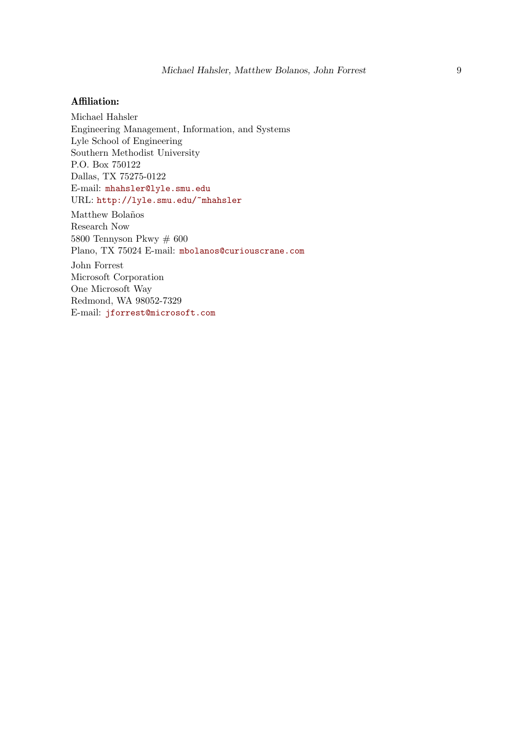**Affiliation:**

Michael Hahsler
Engineering Management, Information, and Systems
Lyle School of Engineering
Southern Methodist University
P.O. Box 750122
Dallas, TX 75275-0122
E-mail: mhahsler@lyle.smu.edu
URL: http://lyle.smu.edu/~mhahsler

Matthew Bolaños
Research Now
5800 Tennyson Pkwy # 600
Plano, TX 75024 E-mail: mbolanos@curiouscrane.com

John Forrest
Microsoft Corporation
One Microsoft Way
Redmond, WA 98052-7329
E-mail: jforrest@microsoft.com